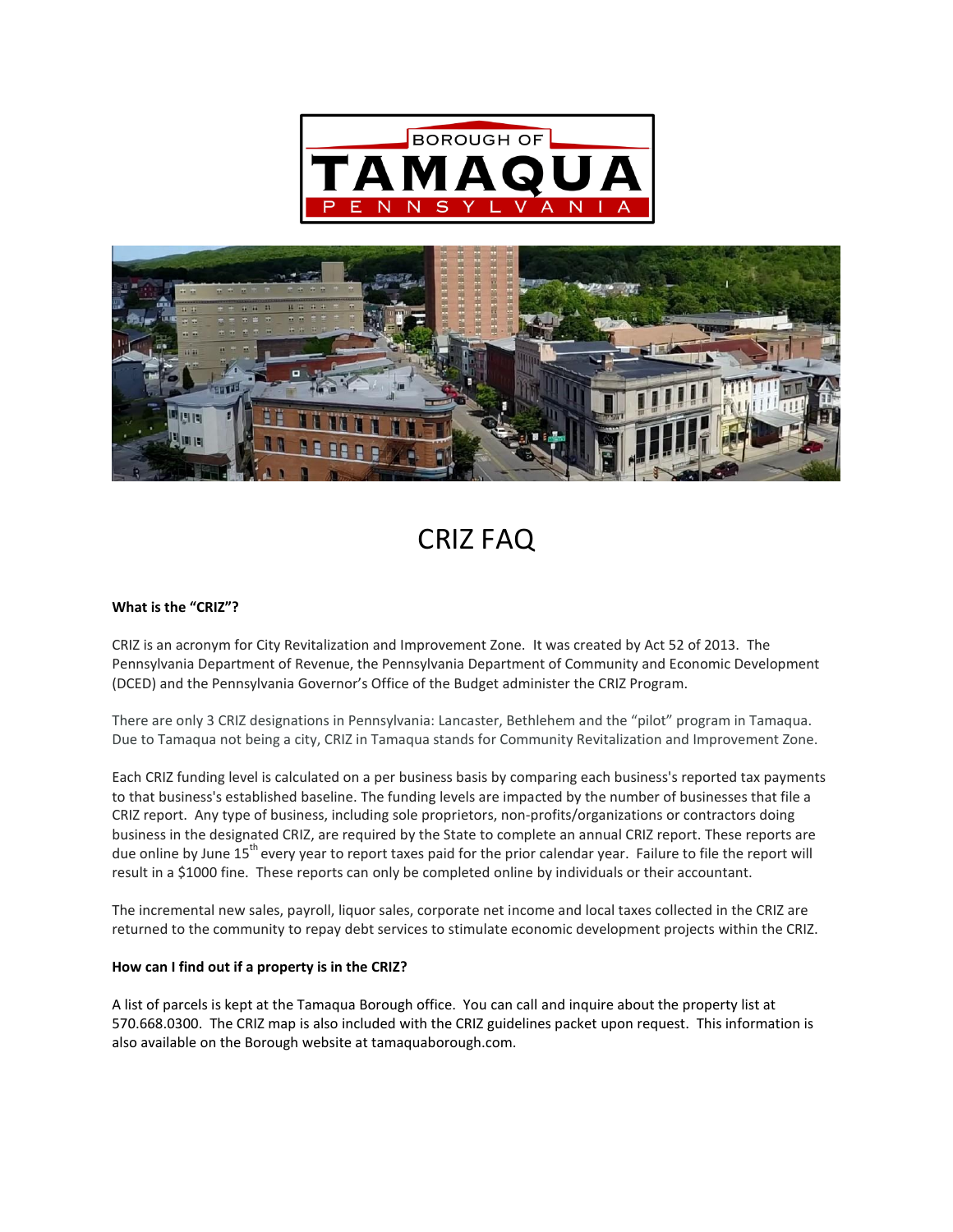# CRIZ FAQ

**What is the "CRIZ"?**

CRIZ is an acronym for City Revitalization and Improvement Zone. It was created by Act 52 of 2013. The Pennsylvania Department of Revenue, the Pennsylvania Department of Community and Economic Development (DCED) and the Pennsylvania Governor's Office of the Budget administer the CRIZ Program.

There are only 3 CRIZ designations in Pennsylvania: Lancaster, Bethlehem and the "pilot" program in Tamaqua. Due to Tamaqua not being a city, CRIZ in Tamaqua stands for Community Revitalization and Improvement Zone.

Each CRIZ funding level is calculated on a per business basis by comparing each business's reported tax payments to that business's established baseline. The funding levels are impacted by the number of businesses that file a CRIZ report. Any type of business, including sole proprietors, non-profits/organizations or contractors doing business in the designated CRIZ, are required by the State to complete an annual CRIZ report. These reports are due online by June 15th every year to report taxes paid for the prior calendar year. Failure to file the report will result in a $1000 fine. These reports can only be completed online by individuals or their accountant.

The incremental new sales, payroll, liquor sales, corporate net income and local taxes collected in the CRIZ are returned to the community to repay debt services to stimulate economic development projects within the CRIZ.

**How can I find out if a property is in the CRIZ?**

A list of parcels is kept at the Tamaqua Borough office. You can call and inquire about the property list at 570.668.0300. The CRIZ map is also included with the CRIZ guidelines packet upon request. This information is also available on the Borough website at tamaquaborough.com.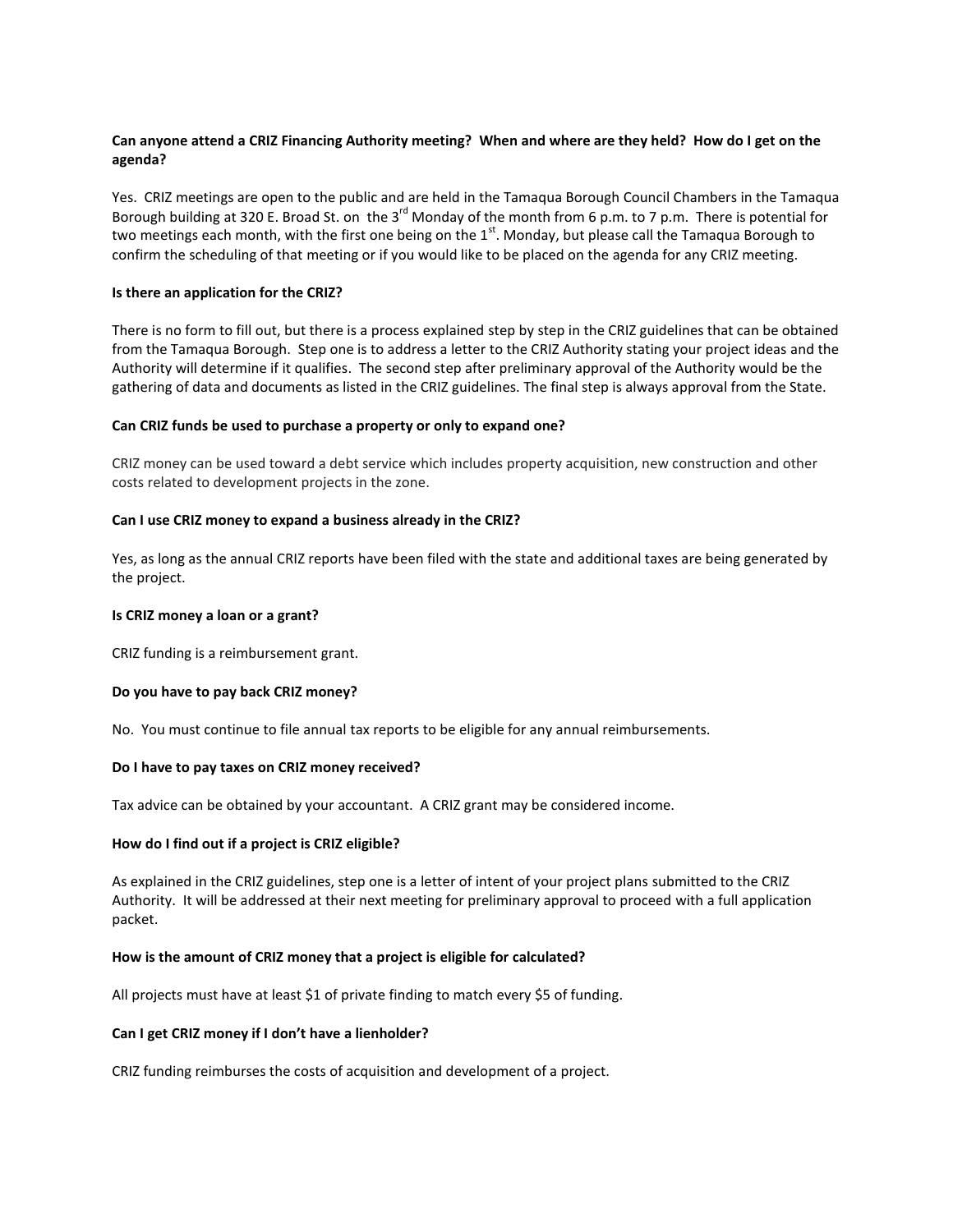**Can anyone attend a CRIZ Financing Authority meeting? When and where are they held? How do I get on the agenda?**

Yes. CRIZ meetings are open to the public and are held in the Tamaqua Borough Council Chambers in the Tamaqua Borough building at 320 E. Broad St. on the 3rd Monday of the month from 6 p.m. to 7 p.m. There is potential for two meetings each month, with the first one being on the 1st. Monday, but please call the Tamaqua Borough to confirm the scheduling of that meeting or if you would like to be placed on the agenda for any CRIZ meeting.

**Is there an application for the CRIZ?**

There is no form to fill out, but there is a process explained step by step in the CRIZ guidelines that can be obtained from the Tamaqua Borough. Step one is to address a letter to the CRIZ Authority stating your project ideas and the Authority will determine if it qualifies. The second step after preliminary approval of the Authority would be the gathering of data and documents as listed in the CRIZ guidelines. The final step is always approval from the State.

**Can CRIZ funds be used to purchase a property or only to expand one?**

CRIZ money can be used toward a debt service which includes property acquisition, new construction and other costs related to development projects in the zone.

**Can I use CRIZ money to expand a business already in the CRIZ?**

Yes, as long as the annual CRIZ reports have been filed with the state and additional taxes are being generated by the project.

**Is CRIZ money a loan or a grant?**

CRIZ funding is a reimbursement grant.

**Do you have to pay back CRIZ money?**

No. You must continue to file annual tax reports to be eligible for any annual reimbursements.

**Do I have to pay taxes on CRIZ money received?**

Tax advice can be obtained by your accountant. A CRIZ grant may be considered income.

**How do I find out if a project is CRIZ eligible?**

As explained in the CRIZ guidelines, step one is a letter of intent of your project plans submitted to the CRIZ Authority. It will be addressed at their next meeting for preliminary approval to proceed with a full application packet.

**How is the amount of CRIZ money that a project is eligible for calculated?**

All projects must have at least $1 of private finding to match every $5 of funding.

**Can I get CRIZ money if I don't have a lienholder?**

CRIZ funding reimburses the costs of acquisition and development of a project.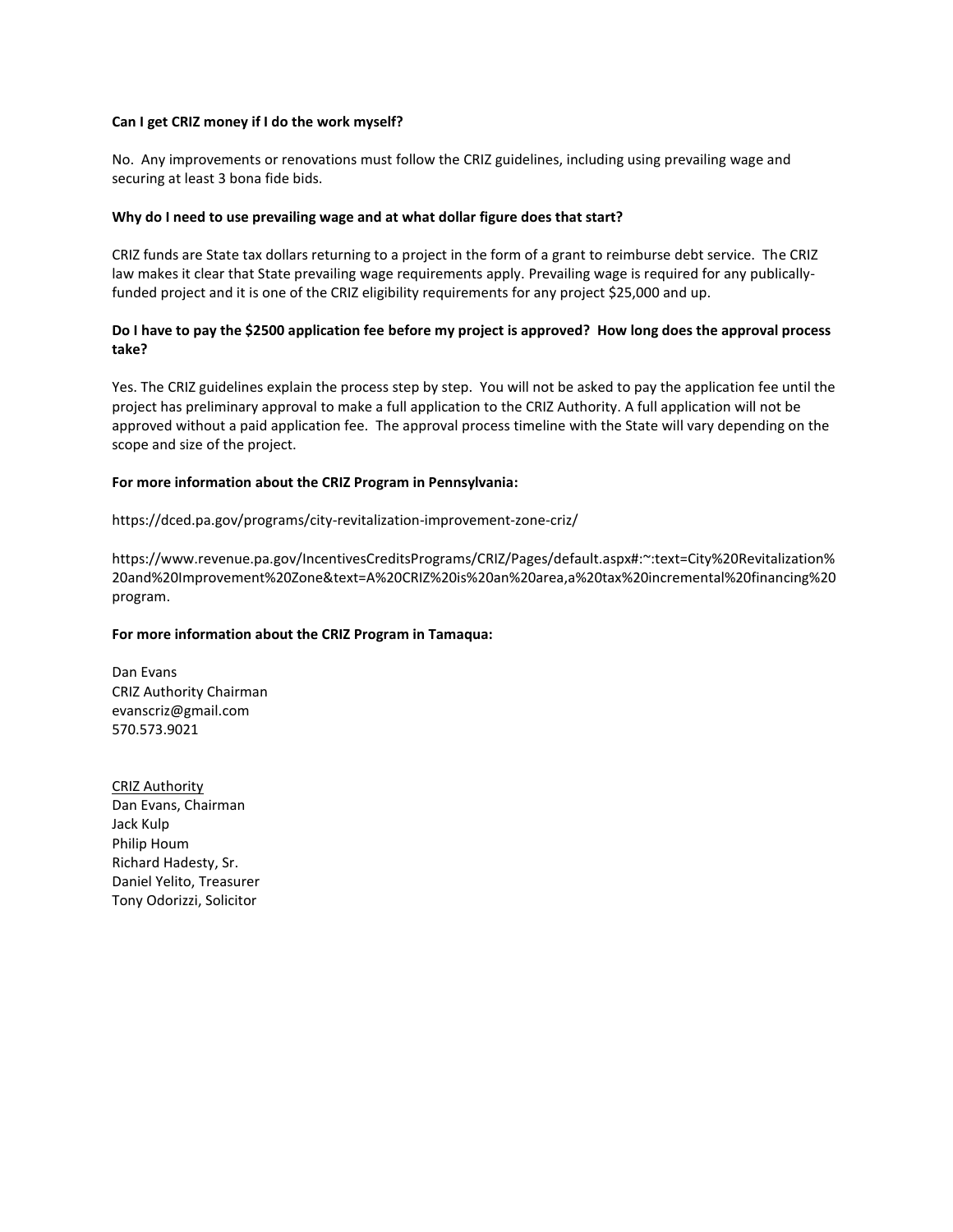**Can I get CRIZ money if I do the work myself?**

No. Any improvements or renovations must follow the CRIZ guidelines, including using prevailing wage and securing at least 3 bona fide bids.

**Why do I need to use prevailing wage and at what dollar figure does that start?**

CRIZ funds are State tax dollars returning to a project in the form of a grant to reimburse debt service. The CRIZ law makes it clear that State prevailing wage requirements apply. Prevailing wage is required for any publically-funded project and it is one of the CRIZ eligibility requirements for any project $25,000 and up.

**Do I have to pay the $2500 application fee before my project is approved? How long does the approval process take?**

Yes. The CRIZ guidelines explain the process step by step. You will not be asked to pay the application fee until the project has preliminary approval to make a full application to the CRIZ Authority. A full application will not be approved without a paid application fee. The approval process timeline with the State will vary depending on the scope and size of the project.

**For more information about the CRIZ Program in Pennsylvania:**

https://dced.pa.gov/programs/city-revitalization-improvement-zone-criz/

https://www.revenue.pa.gov/IncentivesCreditsPrograms/CRIZ/Pages/default.aspx#:~:text=City%20Revitalization%20and%20Improvement%20Zone&text=A%20CRIZ%20is%20an%20area,a%20tax%20incremental%20financing%20program.

**For more information about the CRIZ Program in Tamaqua:**

Dan Evans
CRIZ Authority Chairman
evanscriz@gmail.com
570.573.9021

<u>CRIZ Authority</u>
Dan Evans, Chairman
Jack Kulp
Philip Houm
Richard Hadesty, Sr.
Daniel Yelito, Treasurer
Tony Odorizzi, Solicitor